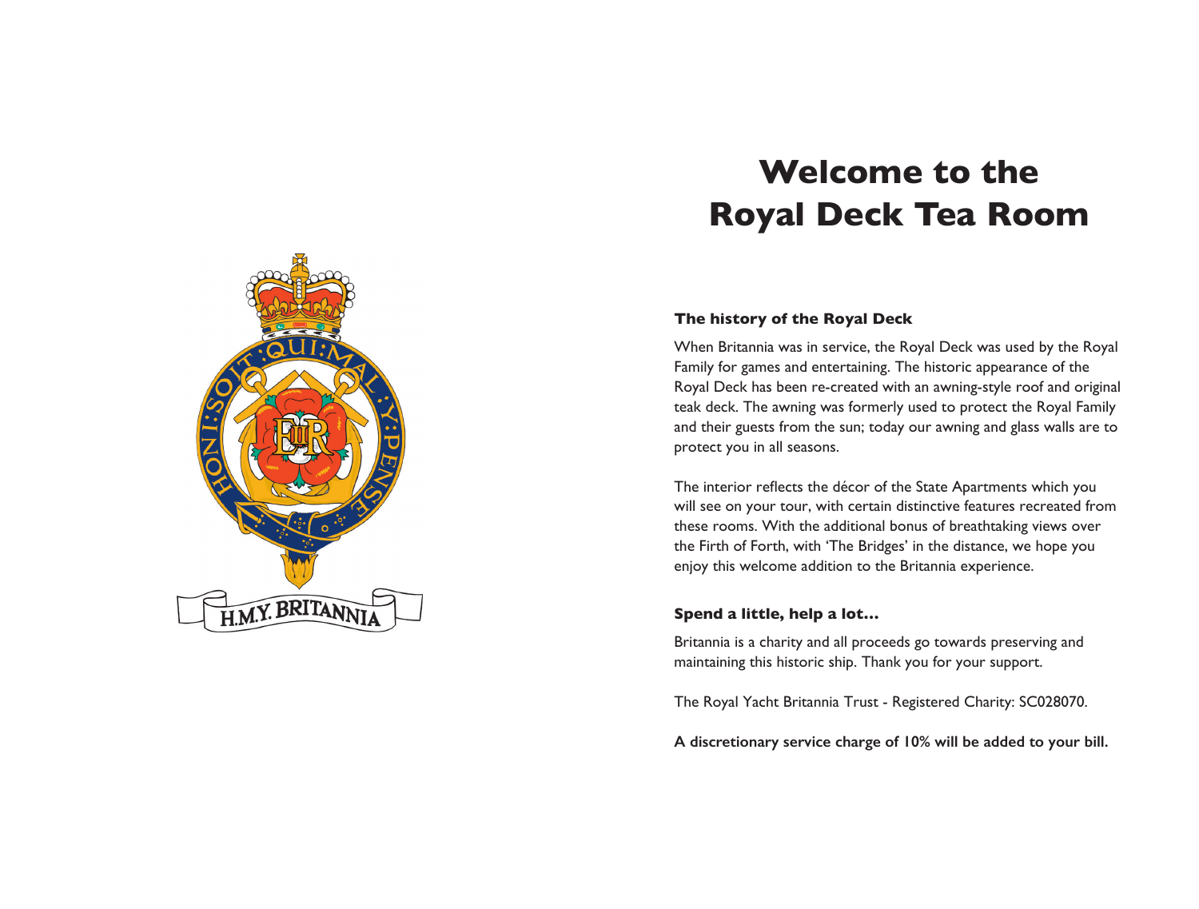# Welcome to the Royal Deck Tea Room

### The history of the Royal Deck

When Britannia was in service, the Royal Deck was used by the Royal Family for games and entertaining. The historic appearance of the Royal Deck has been re-created with an awning-style roof and original teak deck. The awning was formerly used to protect the Royal Family and their guests from the sun; today our awning and glass walls are to protect you in all seasons.

The interior reflects the décor of the State Apartments which you will see on your tour, with certain distinctive features recreated from these rooms. With the additional bonus of breathtaking views over the Firth of Forth, with 'The Bridges' in the distance, we hope you enjoy this welcome addition to the Britannia experience.

### Spend a little, help a lot…

Britannia is a charity and all proceeds go towards preserving and maintaining this historic ship. Thank you for your support.

The Royal Yacht Britannia Trust - Registered Charity: SC028070.

**A discretionary service charge of 10% will be added to your bill.**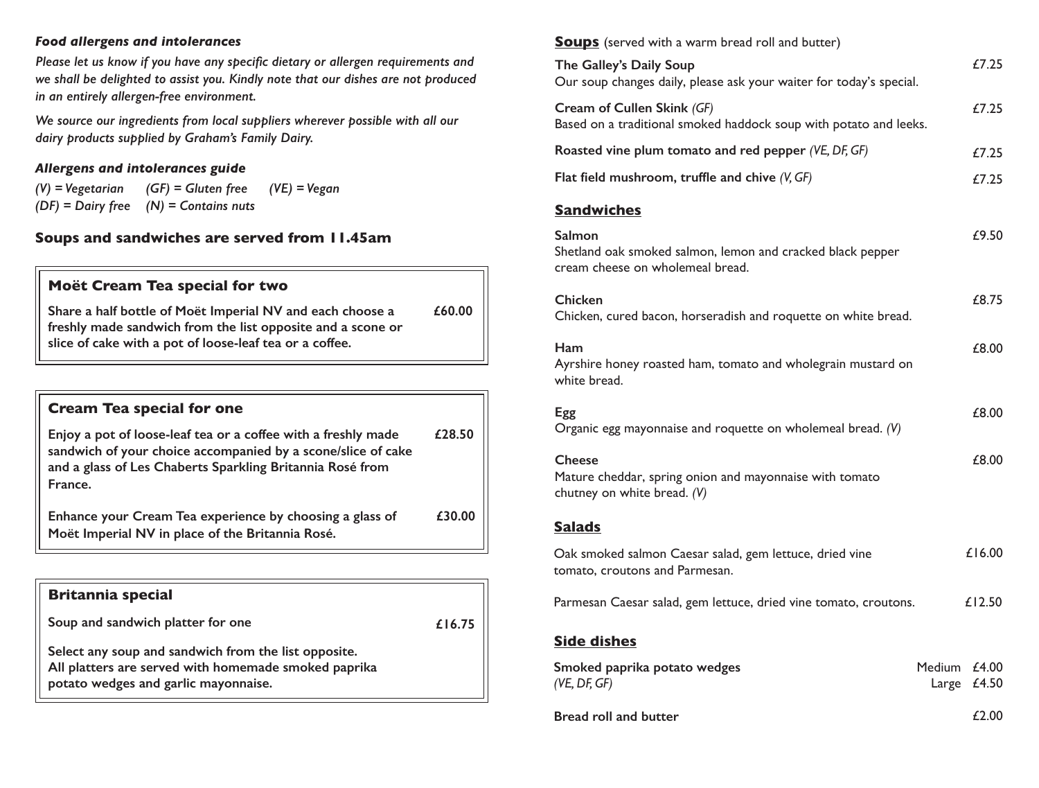### *Food allergens and intolerances*

*Please let us know if you have any specific dietary or allergen requirements and we shall be delighted to assist you. Kindly note that our dishes are not produced in an entirely allergen-free environment.*

*We source our ingredients from local suppliers wherever possible with all our dairy products supplied by Graham's Family Dairy.*

### *Allergens and intolerances guide*

*(V) = Vegetarian (GF) = Gluten free (VE) = Vegan*
*(DF) = Dairy free (N) = Contains nuts*

## Soups and sandwiches are served from 11.45am

### Moët Cream Tea special for two

**Share a half bottle of Moët Imperial NV and each choose a freshly made sandwich from the list opposite and a scone or slice of cake with a pot of loose-leaf tea or a coffee.** **£60.00**

### Cream Tea special for one

**Enjoy a pot of loose-leaf tea or a coffee with a freshly made sandwich of your choice accompanied by a scone/slice of cake and a glass of Les Chaberts Sparkling Britannia Rosé from France.** **£28.50**

**Enhance your Cream Tea experience by choosing a glass of Moët Imperial NV in place of the Britannia Rosé.** **£30.00**

### Britannia special

**Soup and sandwich platter for one** **£16.75**

**Select any soup and sandwich from the list opposite. All platters are served with homemade smoked paprika potato wedges and garlic mayonnaise.**

## Soups (served with a warm bread roll and butter)

**The Galley's Daily Soup** £7.25
Our soup changes daily, please ask your waiter for today's special.

**Cream of Cullen Skink** *(GF)* £7.25
Based on a traditional smoked haddock soup with potato and leeks.

**Roasted vine plum tomato and red pepper** *(VE, DF, GF)* £7.25

**Flat field mushroom, truffle and chive** *(V, GF)* £7.25

## Sandwiches

**Salmon** £9.50
Shetland oak smoked salmon, lemon and cracked black pepper cream cheese on wholemeal bread.

**Chicken** £8.75
Chicken, cured bacon, horseradish and roquette on white bread.

**Ham** £8.00
Ayrshire honey roasted ham, tomato and wholegrain mustard on white bread.

**Egg** £8.00
Organic egg mayonnaise and roquette on wholemeal bread. *(V)*

**Cheese** £8.00
Mature cheddar, spring onion and mayonnaise with tomato chutney on white bread. *(V)*

## Salads

Oak smoked salmon Caesar salad, gem lettuce, dried vine tomato, croutons and Parmesan. £16.00

Parmesan Caesar salad, gem lettuce, dried vine tomato, croutons. £12.50

## Side dishes

**Smoked paprika potato wedges** *(VE, DF, GF)* Medium £4.00 / Large £4.50

**Bread roll and butter** £2.00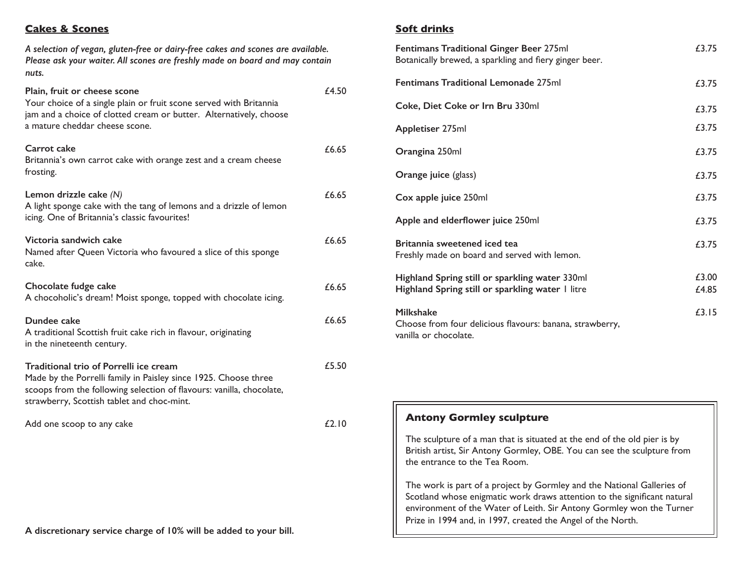## Cakes & Scones

***A selection of vegan, gluten-free or dairy-free cakes and scones are available. Please ask your waiter. All scones are freshly made on board and may contain nuts.***

**Plain, fruit or cheese scone** £4.50
Your choice of a single plain or fruit scone served with Britannia jam and a choice of clotted cream or butter. Alternatively, choose a mature cheddar cheese scone.

**Carrot cake** £6.65
Britannia's own carrot cake with orange zest and a cream cheese frosting.

**Lemon drizzle cake** *(N)* £6.65
A light sponge cake with the tang of lemons and a drizzle of lemon icing. One of Britannia's classic favourites!

**Victoria sandwich cake** £6.65
Named after Queen Victoria who favoured a slice of this sponge cake.

**Chocolate fudge cake** £6.65
A chocoholic's dream! Moist sponge, topped with chocolate icing.

**Dundee cake** £6.65
A traditional Scottish fruit cake rich in flavour, originating in the nineteenth century.

**Traditional trio of Porrelli ice cream** £5.50
Made by the Porrelli family in Paisley since 1925. Choose three scoops from the following selection of flavours: vanilla, chocolate, strawberry, Scottish tablet and choc-mint.

Add one scoop to any cake £2.10

**A discretionary service charge of 10% will be added to your bill.**

## Soft drinks

**Fentimans Traditional Ginger Beer** 275ml £3.75
Botanically brewed, a sparkling and fiery ginger beer.

**Fentimans Traditional Lemonade** 275ml £3.75

**Coke, Diet Coke or Irn Bru** 330ml £3.75

**Appletiser** 275ml £3.75

**Orangina** 250ml £3.75

**Orange juice** (glass) £3.75

**Cox apple juice** 250ml £3.75

**Apple and elderflower juice** 250ml £3.75

**Britannia sweetened iced tea** £3.75
Freshly made on board and served with lemon.

**Highland Spring still or sparkling water** 330ml £3.00
**Highland Spring still or sparkling water** 1 litre £4.85

**Milkshake** £3.15
Choose from four delicious flavours: banana, strawberry, vanilla or chocolate.

### Antony Gormley sculpture

The sculpture of a man that is situated at the end of the old pier is by British artist, Sir Antony Gormley, OBE. You can see the sculpture from the entrance to the Tea Room.

The work is part of a project by Gormley and the National Galleries of Scotland whose enigmatic work draws attention to the significant natural environment of the Water of Leith. Sir Antony Gormley won the Turner Prize in 1994 and, in 1997, created the Angel of the North.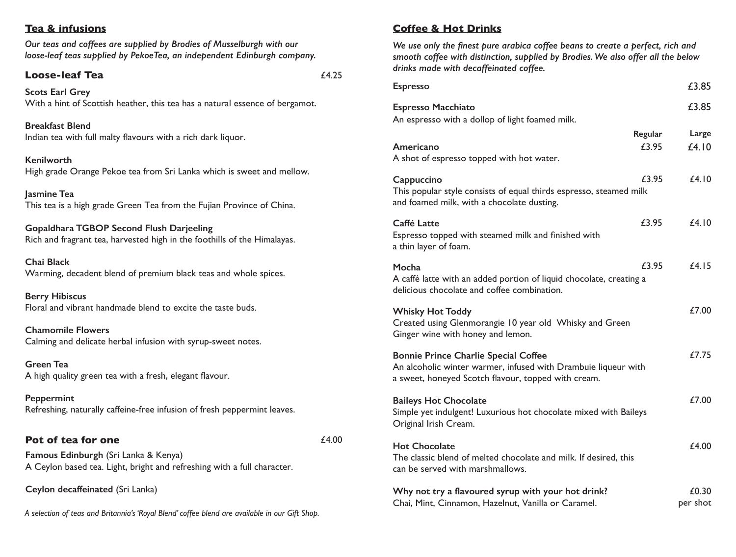## Tea & infusions

*Our teas and coffees are supplied by Brodies of Musselburgh with our loose-leaf teas supplied by PekoeTea, an independent Edinburgh company.*

### Loose-leaf Tea — £4.25

**Scots Earl Grey**
With a hint of Scottish heather, this tea has a natural essence of bergamot.

**Breakfast Blend**
Indian tea with full malty flavours with a rich dark liquor.

**Kenilworth**
High grade Orange Pekoe tea from Sri Lanka which is sweet and mellow.

**Jasmine Tea**
This tea is a high grade Green Tea from the Fujian Province of China.

**Gopaldhara TGBOP Second Flush Darjeeling**
Rich and fragrant tea, harvested high in the foothills of the Himalayas.

**Chai Black**
Warming, decadent blend of premium black teas and whole spices.

**Berry Hibiscus**
Floral and vibrant handmade blend to excite the taste buds.

**Chamomile Flowers**
Calming and delicate herbal infusion with syrup-sweet notes.

**Green Tea**
A high quality green tea with a fresh, elegant flavour.

**Peppermint**
Refreshing, naturally caffeine-free infusion of fresh peppermint leaves.

### Pot of tea for one — £4.00

**Famous Edinburgh** (Sri Lanka & Kenya)
A Ceylon based tea. Light, bright and refreshing with a full character.

**Ceylon decaffeinated** (Sri Lanka)

*A selection of teas and Britannia's 'Royal Blend' coffee blend are available in our Gift Shop.*

## Coffee & Hot Drinks

*We use only the finest pure arabica coffee beans to create a perfect, rich and smooth coffee with distinction, supplied by Brodies. We also offer all the below drinks made with decaffeinated coffee.*

| Drink | Regular | Large |
| --- | --- | --- |
| **Espresso** | | £3.85 |
| **Espresso Macchiato**<br>An espresso with a dollop of light foamed milk. | | £3.85 |
| **Americano**<br>A shot of espresso topped with hot water. | £3.95 | £4.10 |
| **Cappuccino**<br>This popular style consists of equal thirds espresso, steamed milk and foamed milk, with a chocolate dusting. | £3.95 | £4.10 |
| **Caffé Latte**<br>Espresso topped with steamed milk and finished with a thin layer of foam. | £3.95 | £4.10 |
| **Mocha**<br>A caffé latte with an added portion of liquid chocolate, creating a delicious chocolate and coffee combination. | £3.95 | £4.15 |

**Whisky Hot Toddy** — £7.00
Created using Glenmorangie 10 year old Whisky and Green Ginger wine with honey and lemon.

**Bonnie Prince Charlie Special Coffee** — £7.75
An alcoholic winter warmer, infused with Drambuie liqueur with a sweet, honeyed Scotch flavour, topped with cream.

**Baileys Hot Chocolate** — £7.00
Simple yet indulgent! Luxurious hot chocolate mixed with Baileys Original Irish Cream.

**Hot Chocolate** — £4.00
The classic blend of melted chocolate and milk. If desired, this can be served with marshmallows.

**Why not try a flavoured syrup with your hot drink?** — £0.30 per shot
Chai, Mint, Cinnamon, Hazelnut, Vanilla or Caramel.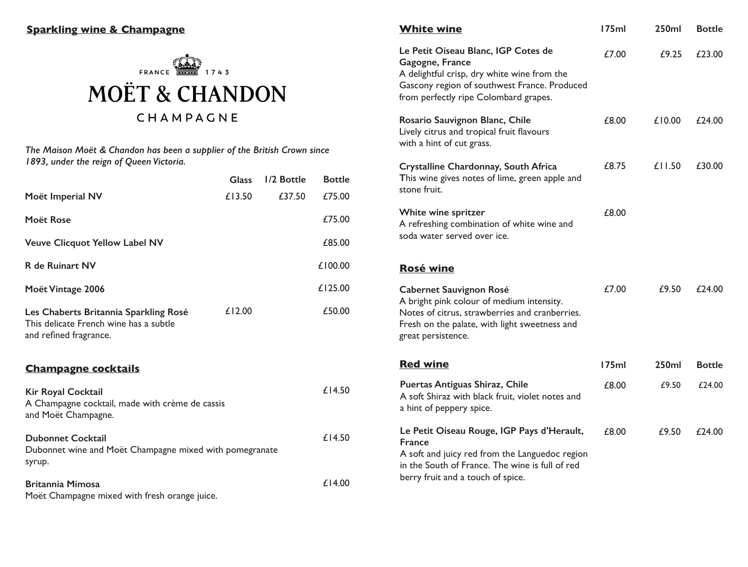## Sparkling wine & Champagne

FRANCE 1743
MOËT & CHANDON
CHAMPAGNE

*The Maison Moët & Chandon has been a supplier of the British Crown since 1893, under the reign of Queen Victoria.*

| | Glass | 1/2 Bottle | Bottle |
|---|---|---|---|
| **Moët Imperial NV** | £13.50 | £37.50 | £75.00 |
| **Moët Rose** | | | £75.00 |
| **Veuve Clicquot Yellow Label NV** | | | £85.00 |
| **R de Ruinart NV** | | | £100.00 |
| **Moët Vintage 2006** | | | £125.00 |
| **Les Chaberts Britannia Sparkling Rosé** This delicate French wine has a subtle and refined fragrance. | £12.00 | | £50.00 |

## Champagne cocktails

| | Price |
|---|---|
| **Kir Royal Cocktail** A Champagne cocktail, made with crème de cassis and Moët Champagne. | £14.50 |
| **Dubonnet Cocktail** Dubonnet wine and Moët Champagne mixed with pomegranate syrup. | £14.50 |
| **Britannia Mimosa** Moët Champagne mixed with fresh orange juice. | £14.00 |

## White wine

| | 175ml | 250ml | Bottle |
|---|---|---|---|
| **Le Petit Oiseau Blanc, IGP Cotes de Gagogne, France** A delightful crisp, dry white wine from the Gascony region of southwest France. Produced from perfectly ripe Colombard grapes. | £7.00 | £9.25 | £23.00 |
| **Rosario Sauvignon Blanc, Chile** Lively citrus and tropical fruit flavours with a hint of cut grass. | £8.00 | £10.00 | £24.00 |
| **Crystalline Chardonnay, South Africa** This wine gives notes of lime, green apple and stone fruit. | £8.75 | £11.50 | £30.00 |
| **White wine spritzer** A refreshing combination of white wine and soda water served over ice. | £8.00 | | |

## Rosé wine

| | 175ml | 250ml | Bottle |
|---|---|---|---|
| **Cabernet Sauvignon Rosé** A bright pink colour of medium intensity. Notes of citrus, strawberries and cranberries. Fresh on the palate, with light sweetness and great persistence. | £7.00 | £9.50 | £24.00 |

## Red wine

| | 175ml | 250ml | Bottle |
|---|---|---|---|
| **Puertas Antiguas Shiraz, Chile** A soft Shiraz with black fruit, violet notes and a hint of peppery spice. | £8.00 | £9.50 | £24.00 |
| **Le Petit Oiseau Rouge, IGP Pays d'Herault, France** A soft and juicy red from the Languedoc region in the South of France. The wine is full of red berry fruit and a touch of spice. | £8.00 | £9.50 | £24.00 |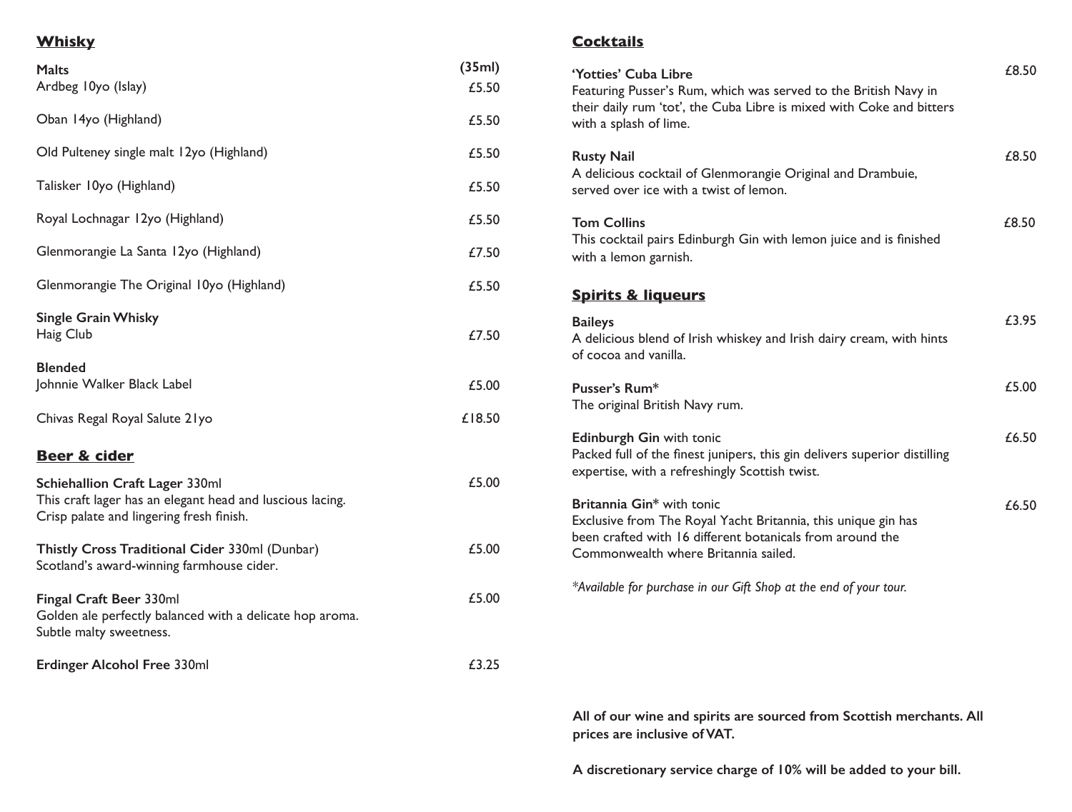## Whisky

| Malts | (35ml) |
| --- | --- |
| Ardbeg 10yo (Islay) | £5.50 |
| Oban 14yo (Highland) | £5.50 |
| Old Pulteney single malt 12yo (Highland) | £5.50 |
| Talisker 10yo (Highland) | £5.50 |
| Royal Lochnagar 12yo (Highland) | £5.50 |
| Glenmorangie La Santa 12yo (Highland) | £7.50 |
| Glenmorangie The Original 10yo (Highland) | £5.50 |
| **Single Grain Whisky** | |
| Haig Club | £7.50 |
| **Blended** | |
| Johnnie Walker Black Label | £5.00 |
| Chivas Regal Royal Salute 21yo | £18.50 |

## Beer & cider

**Schiehallion Craft Lager** 330ml — £5.00
This craft lager has an elegant head and luscious lacing. Crisp palate and lingering fresh finish.

**Thistly Cross Traditional Cider** 330ml (Dunbar) — £5.00
Scotland's award-winning farmhouse cider.

**Fingal Craft Beer** 330ml — £5.00
Golden ale perfectly balanced with a delicate hop aroma. Subtle malty sweetness.

**Erdinger Alcohol Free** 330ml — £3.25

## Cocktails

**'Yotties' Cuba Libre** — £8.50
Featuring Pusser's Rum, which was served to the British Navy in their daily rum 'tot', the Cuba Libre is mixed with Coke and bitters with a splash of lime.

**Rusty Nail** — £8.50
A delicious cocktail of Glenmorangie Original and Drambuie, served over ice with a twist of lemon.

**Tom Collins** — £8.50
This cocktail pairs Edinburgh Gin with lemon juice and is finished with a lemon garnish.

## Spirits & liqueurs

**Baileys** — £3.95
A delicious blend of Irish whiskey and Irish dairy cream, with hints of cocoa and vanilla.

**Pusser's Rum*** — £5.00
The original British Navy rum.

**Edinburgh Gin** with tonic — £6.50
Packed full of the finest junipers, this gin delivers superior distilling expertise, with a refreshingly Scottish twist.

**Britannia Gin*** with tonic — £6.50
Exclusive from The Royal Yacht Britannia, this unique gin has been crafted with 16 different botanicals from around the Commonwealth where Britannia sailed.

*\*Available for purchase in our Gift Shop at the end of your tour.*

**All of our wine and spirits are sourced from Scottish merchants. All prices are inclusive of VAT.**

**A discretionary service charge of 10% will be added to your bill.**